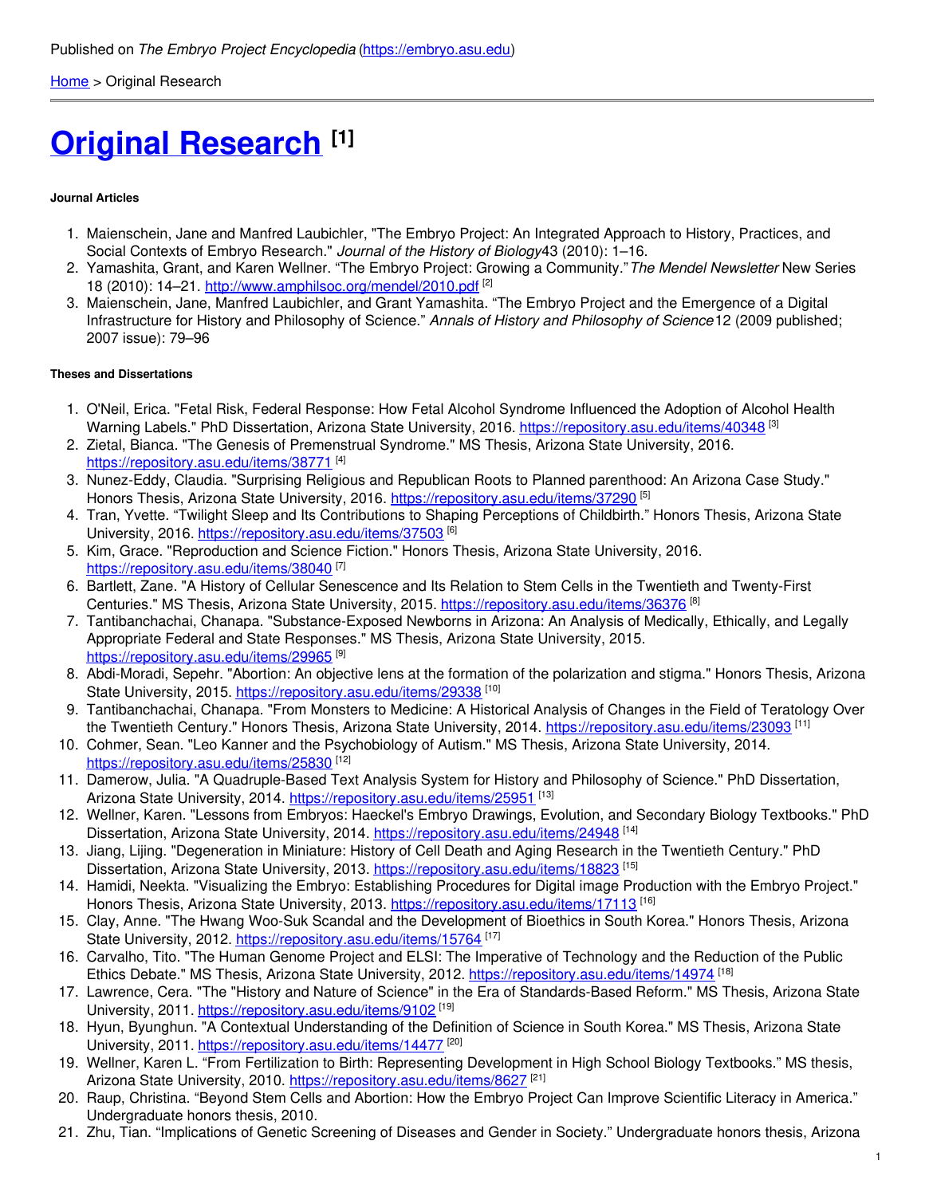Published on *The Embryo Project Encyclopedia* (https://embryo.asu.edu)

Home > Original Research

# Original Research [1]

##### Journal Articles

1. Maienschein, Jane and Manfred Laubichler, "The Embryo Project: An Integrated Approach to History, Practices, and Social Contexts of Embryo Research." *Journal of the History of Biology*43 (2010): 1–16.
2. Yamashita, Grant, and Karen Wellner. "The Embryo Project: Growing a Community." *The Mendel Newsletter* New Series 18 (2010): 14–21. http://www.amphilsoc.org/mendel/2010.pdf [2]
3. Maienschein, Jane, Manfred Laubichler, and Grant Yamashita. "The Embryo Project and the Emergence of a Digital Infrastructure for History and Philosophy of Science." *Annals of History and Philosophy of Science*12 (2009 published; 2007 issue): 79–96

##### Theses and Dissertations

1. O'Neil, Erica. "Fetal Risk, Federal Response: How Fetal Alcohol Syndrome Influenced the Adoption of Alcohol Health Warning Labels." PhD Dissertation, Arizona State University, 2016. https://repository.asu.edu/items/40348 [3]
2. Zietal, Bianca. "The Genesis of Premenstrual Syndrome." MS Thesis, Arizona State University, 2016. https://repository.asu.edu/items/38771 [4]
3. Nunez-Eddy, Claudia. "Surprising Religious and Republican Roots to Planned parenthood: An Arizona Case Study." Honors Thesis, Arizona State University, 2016. https://repository.asu.edu/items/37290 [5]
4. Tran, Yvette. "Twilight Sleep and Its Contributions to Shaping Perceptions of Childbirth." Honors Thesis, Arizona State University, 2016. https://repository.asu.edu/items/37503 [6]
5. Kim, Grace. "Reproduction and Science Fiction." Honors Thesis, Arizona State University, 2016. https://repository.asu.edu/items/38040 [7]
6. Bartlett, Zane. "A History of Cellular Senescence and Its Relation to Stem Cells in the Twentieth and Twenty-First Centuries." MS Thesis, Arizona State University, 2015. https://repository.asu.edu/items/36376 [8]
7. Tantibanchachai, Chanapa. "Substance-Exposed Newborns in Arizona: An Analysis of Medically, Ethically, and Legally Appropriate Federal and State Responses." MS Thesis, Arizona State University, 2015. https://repository.asu.edu/items/29965 [9]
8. Abdi-Moradi, Sepehr. "Abortion: An objective lens at the formation of the polarization and stigma." Honors Thesis, Arizona State University, 2015. https://repository.asu.edu/items/29338 [10]
9. Tantibanchachai, Chanapa. "From Monsters to Medicine: A Historical Analysis of Changes in the Field of Teratology Over the Twentieth Century." Honors Thesis, Arizona State University, 2014. https://repository.asu.edu/items/23093 [11]
10. Cohmer, Sean. "Leo Kanner and the Psychobiology of Autism." MS Thesis, Arizona State University, 2014. https://repository.asu.edu/items/25830 [12]
11. Damerow, Julia. "A Quadruple-Based Text Analysis System for History and Philosophy of Science." PhD Dissertation, Arizona State University, 2014. https://repository.asu.edu/items/25951 [13]
12. Wellner, Karen. "Lessons from Embryos: Haeckel's Embryo Drawings, Evolution, and Secondary Biology Textbooks." PhD Dissertation, Arizona State University, 2014. https://repository.asu.edu/items/24948 [14]
13. Jiang, Lijing. "Degeneration in Miniature: History of Cell Death and Aging Research in the Twentieth Century." PhD Dissertation, Arizona State University, 2013. https://repository.asu.edu/items/18823 [15]
14. Hamidi, Neekta. "Visualizing the Embryo: Establishing Procedures for Digital image Production with the Embryo Project." Honors Thesis, Arizona State University, 2013. https://repository.asu.edu/items/17113 [16]
15. Clay, Anne. "The Hwang Woo-Suk Scandal and the Development of Bioethics in South Korea." Honors Thesis, Arizona State University, 2012. https://repository.asu.edu/items/15764 [17]
16. Carvalho, Tito. "The Human Genome Project and ELSI: The Imperative of Technology and the Reduction of the Public Ethics Debate." MS Thesis, Arizona State University, 2012. https://repository.asu.edu/items/14974 [18]
17. Lawrence, Cera. "The "History and Nature of Science" in the Era of Standards-Based Reform." MS Thesis, Arizona State University, 2011. https://repository.asu.edu/items/9102 [19]
18. Hyun, Byunghun. "A Contextual Understanding of the Definition of Science in South Korea." MS Thesis, Arizona State University, 2011. https://repository.asu.edu/items/14477 [20]
19. Wellner, Karen L. "From Fertilization to Birth: Representing Development in High School Biology Textbooks." MS thesis, Arizona State University, 2010. https://repository.asu.edu/items/8627 [21]
20. Raup, Christina. "Beyond Stem Cells and Abortion: How the Embryo Project Can Improve Scientific Literacy in America." Undergraduate honors thesis, 2010.
21. Zhu, Tian. "Implications of Genetic Screening of Diseases and Gender in Society." Undergraduate honors thesis, Arizona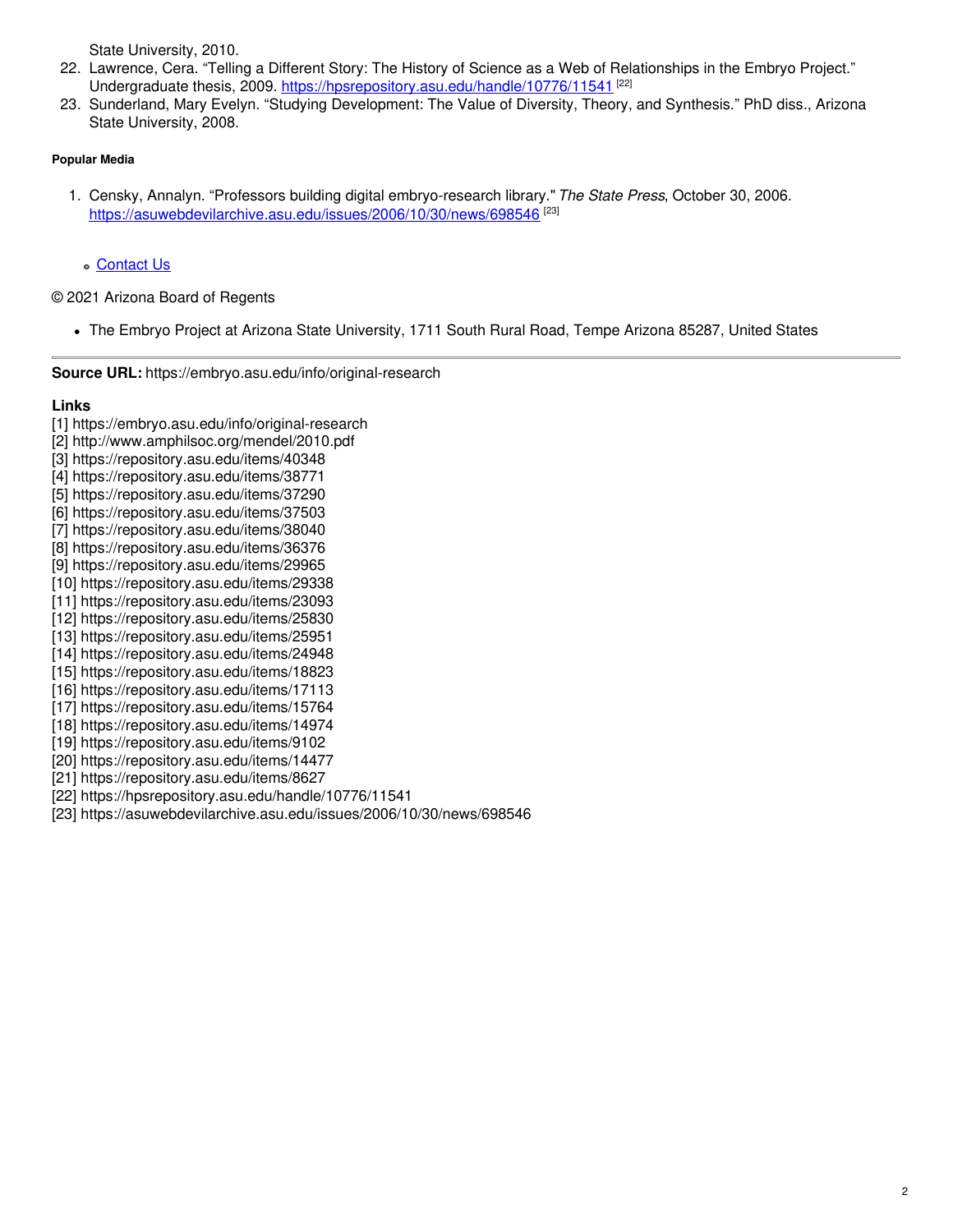State University, 2010.

22. Lawrence, Cera. “Telling a Different Story: The History of Science as a Web of Relationships in the Embryo Project.” Undergraduate thesis, 2009. https://hpsrepository.asu.edu/handle/10776/11541 [22]
23. Sunderland, Mary Evelyn. “Studying Development: The Value of Diversity, Theory, and Synthesis.” PhD diss., Arizona State University, 2008.

#### Popular Media

1. Censky, Annalyn. “Professors building digital embryo-research library." *The State Press*, October 30, 2006. https://asuwebdevilarchive.asu.edu/issues/2006/10/30/news/698546 [23]

- Contact Us

© 2021 Arizona Board of Regents

- The Embryo Project at Arizona State University, 1711 South Rural Road, Tempe Arizona 85287, United States

---

**Source URL:** https://embryo.asu.edu/info/original-research

**Links**

[1] https://embryo.asu.edu/info/original-research
[2] http://www.amphilsoc.org/mendel/2010.pdf
[3] https://repository.asu.edu/items/40348
[4] https://repository.asu.edu/items/38771
[5] https://repository.asu.edu/items/37290
[6] https://repository.asu.edu/items/37503
[7] https://repository.asu.edu/items/38040
[8] https://repository.asu.edu/items/36376
[9] https://repository.asu.edu/items/29965
[10] https://repository.asu.edu/items/29338
[11] https://repository.asu.edu/items/23093
[12] https://repository.asu.edu/items/25830
[13] https://repository.asu.edu/items/25951
[14] https://repository.asu.edu/items/24948
[15] https://repository.asu.edu/items/18823
[16] https://repository.asu.edu/items/17113
[17] https://repository.asu.edu/items/15764
[18] https://repository.asu.edu/items/14974
[19] https://repository.asu.edu/items/9102
[20] https://repository.asu.edu/items/14477
[21] https://repository.asu.edu/items/8627
[22] https://hpsrepository.asu.edu/handle/10776/11541
[23] https://asuwebdevilarchive.asu.edu/issues/2006/10/30/news/698546